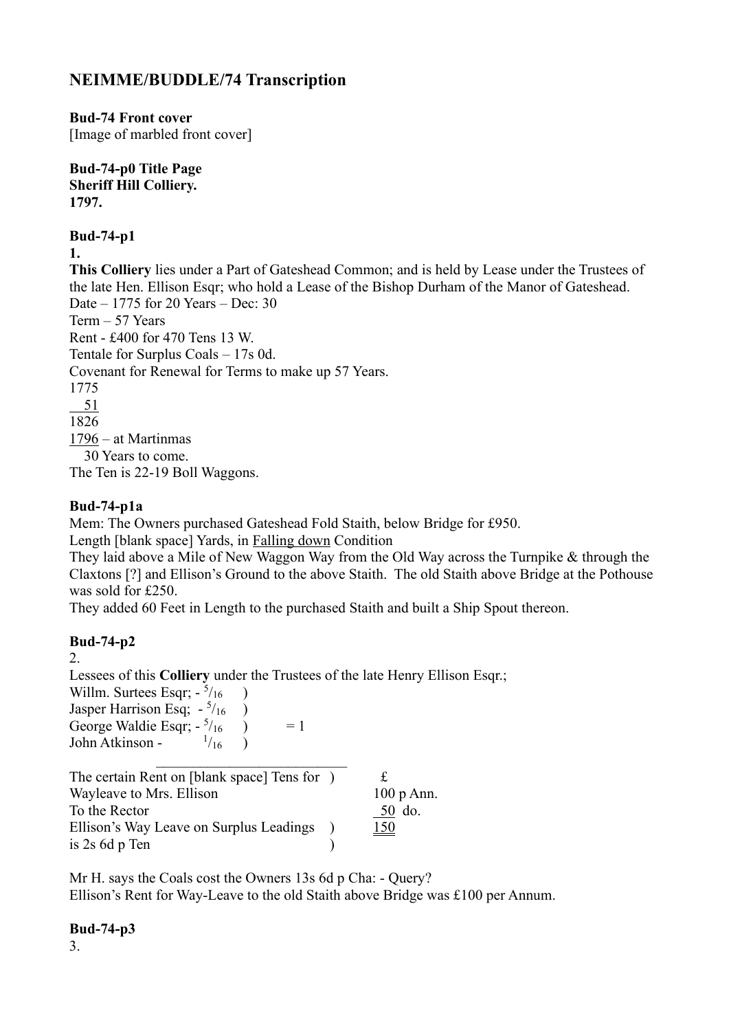# NEIMME/BUDDLE/74 Transcription

**Bud-74 Front cover**
[Image of marbled front cover]

**Bud-74-p0 Title Page**
**Sheriff Hill Colliery.**
**1797.**

**Bud-74-p1**
**1.**
**This Colliery** lies under a Part of Gateshead Common; and is held by Lease under the Trustees of the late Hen. Ellison Esqr; who hold a Lease of the Bishop Durham of the Manor of Gateshead.
Date – 1775 for 20 Years – Dec: 30
Term – 57 Years
Rent - £400 for 470 Tens 13 W.
Tentale for Surplus Coals – 17s 0d.
Covenant for Renewal for Terms to make up 57 Years.
1775
  51
1826
1796 – at Martinmas
  30 Years to come.
The Ten is 22-19 Boll Waggons.

**Bud-74-p1a**
Mem: The Owners purchased Gateshead Fold Staith, below Bridge for £950.
Length [blank space] Yards, in Falling down Condition
They laid above a Mile of New Waggon Way from the Old Way across the Turnpike & through the Claxtons [?] and Ellison's Ground to the above Staith. The old Staith above Bridge at the Pothouse was sold for £250.
They added 60 Feet in Length to the purchased Staith and built a Ship Spout thereon.

**Bud-74-p2**
2.
Lessees of this **Colliery** under the Trustees of the late Henry Ellison Esqr.;
Willm. Surtees Esqr; - $^{5}/_{16}$ )
Jasper Harrison Esq; - $^{5}/_{16}$ )
George Waldie Esqr; - $^{5}/_{16}$ ) = 1
John Atkinson - $^{1}/_{16}$ )

| | £ |
|---|---|
| The certain Rent on [blank space] Tens for ) | |
| Wayleave to Mrs. Ellison | 100 p Ann. |
| To the Rector | 50 do. |
| Ellison's Way Leave on Surplus Leadings ) | 150 |
| is 2s 6d p Ten ) | |

Mr H. says the Coals cost the Owners 13s 6d p Cha: - Query?
Ellison's Rent for Way-Leave to the old Staith above Bridge was £100 per Annum.

**Bud-74-p3**
3.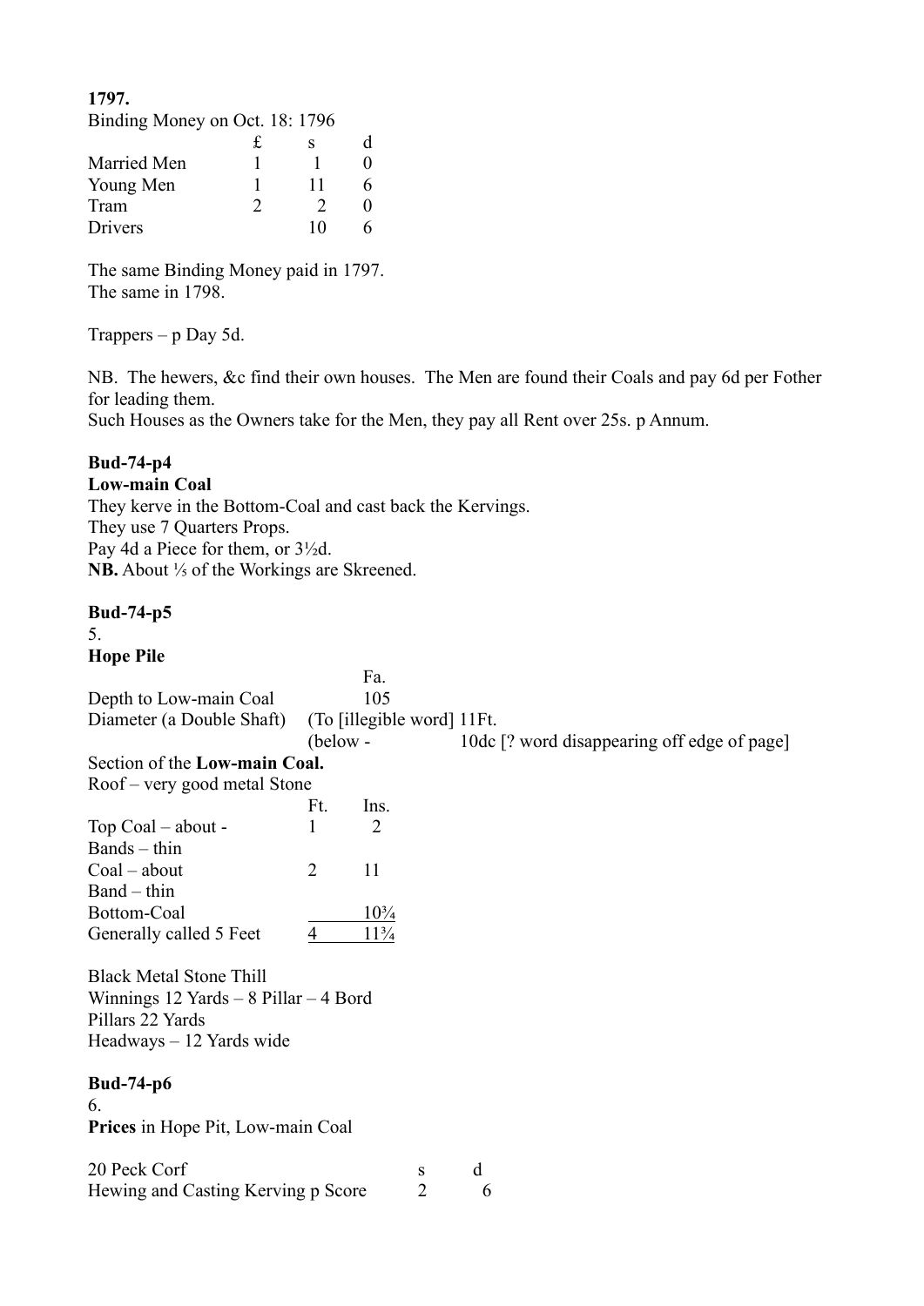**1797.**

Binding Money on Oct. 18: 1796

| | £ | s | d |
|---|---|---|---|
| Married Men | 1 | 1 | 0 |
| Young Men | 1 | 11 | 6 |
| Tram | 2 | 2 | 0 |
| Drivers | | 10 | 6 |

The same Binding Money paid in 1797.
The same in 1798.

Trappers – p Day 5d.

NB. The hewers, &c find their own houses. The Men are found their Coals and pay 6d per Fother for leading them.
Such Houses as the Owners take for the Men, they pay all Rent over 25s. p Annum.

**Bud-74-p4**

**Low-main Coal**

They kerve in the Bottom-Coal and cast back the Kervings.
They use 7 Quarters Props.
Pay 4d a Piece for them, or 3½d.
**NB.** About ⅕ of the Workings are Skreened.

**Bud-74-p5**

5.

**Hope Pile**

| | Fa. | |
|---|---|---|
| Depth to Low-main Coal | 105 | |
| Diameter (a Double Shaft) | (To [illegible word] 11Ft. | |
| | (below - | 10dc [? word disappearing off edge of page] |

Section of the **Low-main Coal.**

Roof – very good metal Stone

| | Ft. | Ins. |
|---|---|---|
| Top Coal – about - | 1 | 2 |
| Bands – thin | | |
| Coal – about | 2 | 11 |
| Band – thin | | |
| Bottom-Coal | | 10¾ |
| Generally called 5 Feet | 4 | 11¾ |

Black Metal Stone Thill
Winnings 12 Yards – 8 Pillar – 4 Bord
Pillars 22 Yards
Headways – 12 Yards wide

**Bud-74-p6**

6.

**Prices** in Hope Pit, Low-main Coal

| 20 Peck Corf | s | d |
|---|---|---|
| Hewing and Casting Kerving p Score | 2 | 6 |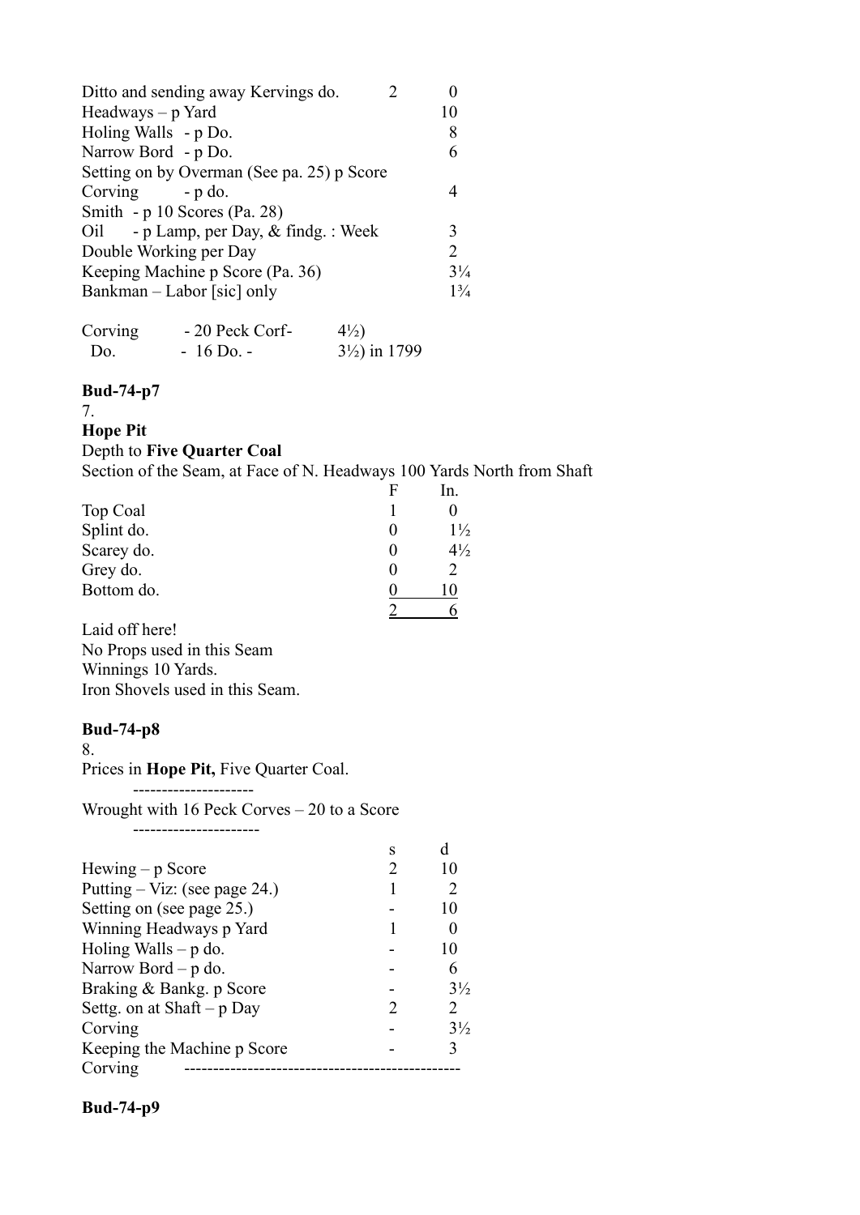| | | |
|---|---|---|
| Ditto and sending away Kervings do. | 2 | 0 |
| Headways – p Yard | | 10 |
| Holing Walls - p Do. | | 8 |
| Narrow Bord - p Do. | | 6 |
| Setting on by Overman (See pa. 25) p Score | | |
| Corving - p do. | | 4 |
| Smith - p 10 Scores (Pa. 28) | | |
| Oil - p Lamp, per Day, & findg. : Week | | 3 |
| Double Working per Day | | 2 |
| Keeping Machine p Score (Pa. 36) | | 3¼ |
| Bankman – Labor [sic] only | | 1¾ |

| | | |
|---|---|---|
| Corving | - 20 Peck Corf- | 4½) |
| Do. | - 16 Do. - | 3½) in 1799 |

**Bud-74-p7**

7.

**Hope Pit**

Depth to **Five Quarter Coal**

Section of the Seam, at Face of N. Headways 100 Yards North from Shaft

| | F | In. |
|---|---|---|
| Top Coal | 1 | 0 |
| Splint do. | 0 | 1½ |
| Scarey do. | 0 | 4½ |
| Grey do. | 0 | 2 |
| Bottom do. | 0 | 10 |
| | 2 | 6 |

Laid off here!

No Props used in this Seam

Winnings 10 Yards.

Iron Shovels used in this Seam.

**Bud-74-p8**

8.

Prices in **Hope Pit,** Five Quarter Coal.

---------------------

Wrought with 16 Peck Corves – 20 to a Score

----------------------

| | s | d |
|---|---|---|
| Hewing – p Score | 2 | 10 |
| Putting – Viz: (see page 24.) | 1 | 2 |
| Setting on (see page 25.) | - | 10 |
| Winning Headways p Yard | 1 | 0 |
| Holing Walls – p do. | - | 10 |
| Narrow Bord – p do. | - | 6 |
| Braking & Bankg. p Score | - | 3½ |
| Settg. on at Shaft – p Day | 2 | 2 |
| Corving | - | 3½ |
| Keeping the Machine p Score | - | 3 |
| Corving | ----------------------------------------------- | |

**Bud-74-p9**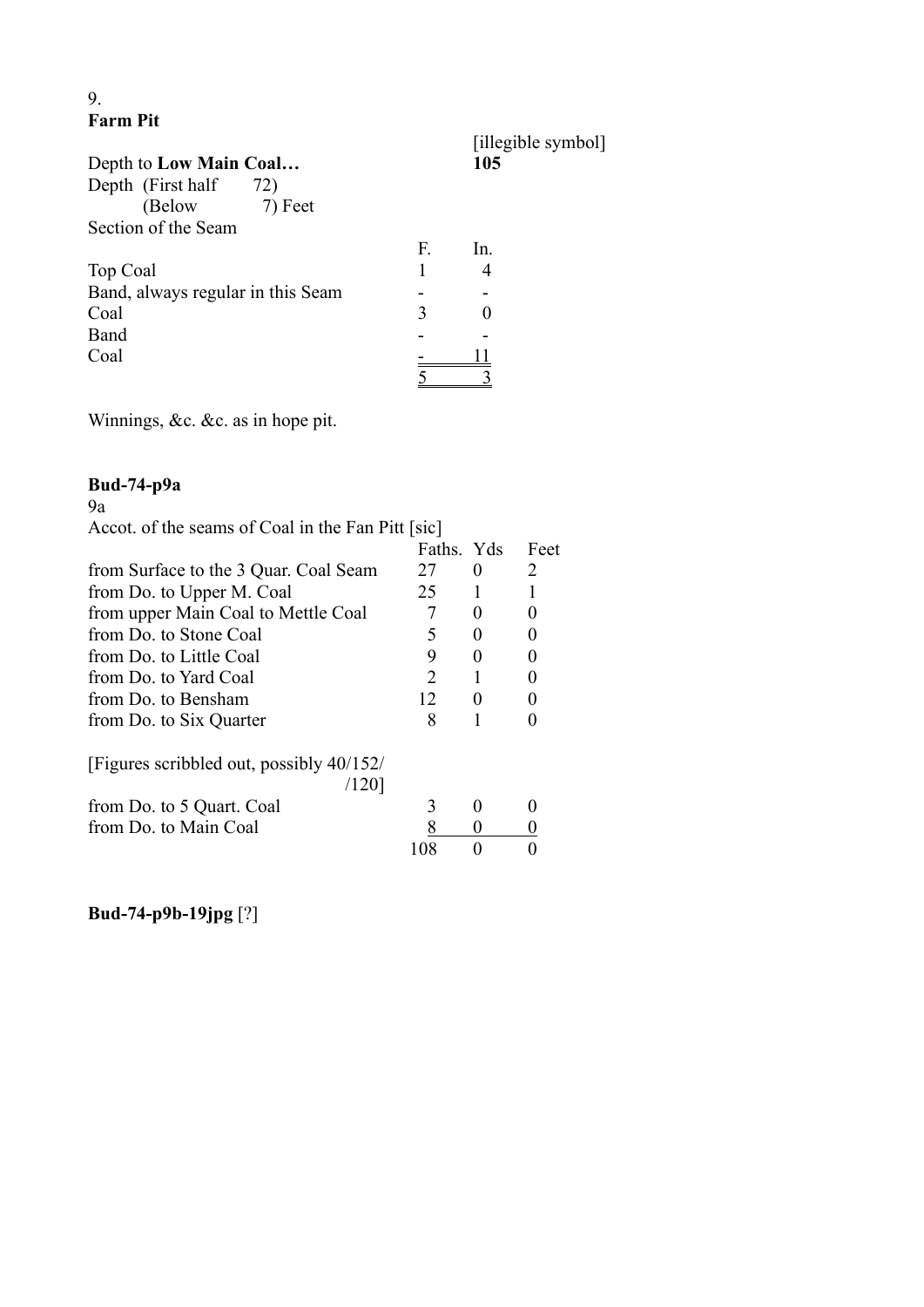9.
**Farm Pit**

[illegible symbol]

Depth to **Low Main Coal…** **105**

Depth (First half 72)
(Below 7) Feet

Section of the Seam

| | F. | In. |
|---|---|---|
| Top Coal | 1 | 4 |
| Band, always regular in this Seam | - | - |
| Coal | 3 | 0 |
| Band | - | - |
| Coal | - | 11 |
| | 5 | 3 |

Winnings, &c. &c. as in hope pit.

**Bud-74-p9a**

9a

Accot. of the seams of Coal in the Fan Pitt [sic]

| | Faths. | Yds | Feet |
|---|---|---|---|
| from Surface to the 3 Quar. Coal Seam | 27 | 0 | 2 |
| from Do. to Upper M. Coal | 25 | 1 | 1 |
| from upper Main Coal to Mettle Coal | 7 | 0 | 0 |
| from Do. to Stone Coal | 5 | 0 | 0 |
| from Do. to Little Coal | 9 | 0 | 0 |
| from Do. to Yard Coal | 2 | 1 | 0 |
| from Do. to Bensham | 12 | 0 | 0 |
| from Do. to Six Quarter | 8 | 1 | 0 |
| [Figures scribbled out, possibly 40/152/ /120] | | | |
| from Do. to 5 Quart. Coal | 3 | 0 | 0 |
| from Do. to Main Coal | 8 | 0 | 0 |
| | 108 | 0 | 0 |

**Bud-74-p9b-19jpg** [?]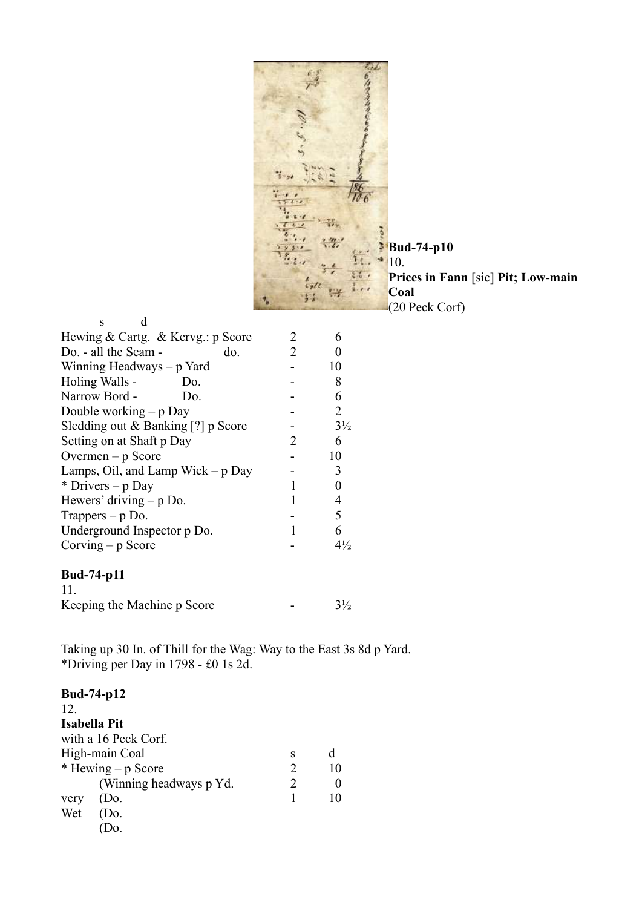**Bud-74-p10**

10.

**Prices in Fann** [sic] **Pit; Low-main Coal**

(20 Peck Corf)

| | s | d |
|---|---|---|
| Hewing & Cartg. & Kervg.: p Score | 2 | 6 |
| Do. - all the Seam - do. | 2 | 0 |
| Winning Headways – p Yard | - | 10 |
| Holing Walls - Do. | - | 8 |
| Narrow Bord - Do. | - | 6 |
| Double working – p Day | - | 2 |
| Sledding out & Banking [?] p Score | - | 3½ |
| Setting on at Shaft p Day | 2 | 6 |
| Overmen – p Score | - | 10 |
| Lamps, Oil, and Lamp Wick – p Day | - | 3 |
| * Drivers – p Day | 1 | 0 |
| Hewers' driving – p Do. | 1 | 4 |
| Trappers – p Do. | - | 5 |
| Underground Inspector p Do. | 1 | 6 |
| Corving – p Score | - | 4½ |

**Bud-74-p11**

11.

| | | |
|---|---|---|
| Keeping the Machine p Score | - | 3½ |

Taking up 30 In. of Thill for the Wag: Way to the East 3s 8d p Yard.

*Driving per Day in 1798 - £0 1s 2d.

**Bud-74-p12**

12.

**Isabella Pit**

with a 16 Peck Corf.

| High-main Coal | s | d |
|---|---|---|
| * Hewing – p Score | 2 | 10 |
| (Winning headways p Yd. | 2 | 0 |
| very (Do. | 1 | 10 |
| Wet (Do. | | |
| (Do. | | |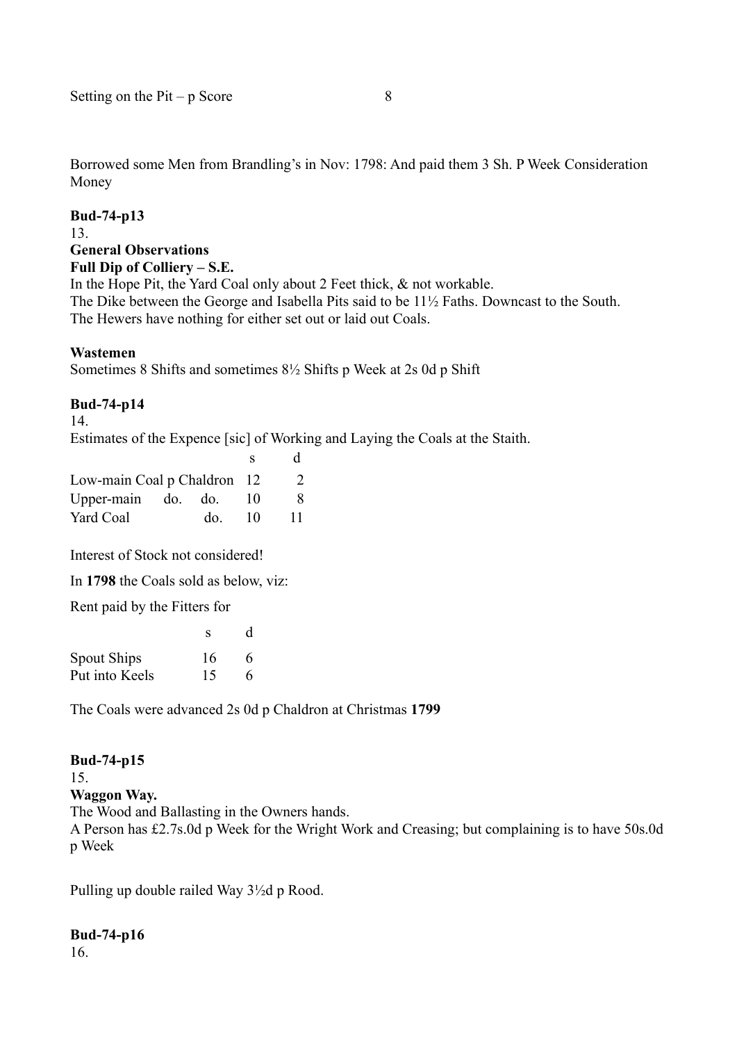Setting on the Pit – p Score 8

Borrowed some Men from Brandling's in Nov: 1798: And paid them 3 Sh. P Week Consideration Money

**Bud-74-p13**

13.

**General Observations**

**Full Dip of Colliery – S.E.**

In the Hope Pit, the Yard Coal only about 2 Feet thick, & not workable.

The Dike between the George and Isabella Pits said to be 11½ Faths. Downcast to the South.

The Hewers have nothing for either set out or laid out Coals.

**Wastemen**

Sometimes 8 Shifts and sometimes 8½ Shifts p Week at 2s 0d p Shift

**Bud-74-p14**

14.

Estimates of the Expence [sic] of Working and Laying the Coals at the Staith.

| | s | d |
|---|---|---|
| Low-main Coal p Chaldron | 12 | 2 |
| Upper-main do. do. | 10 | 8 |
| Yard Coal do. | 10 | 11 |

Interest of Stock not considered!

In **1798** the Coals sold as below, viz:

Rent paid by the Fitters for

| | s | d |
|---|---|---|
| Spout Ships | 16 | 6 |
| Put into Keels | 15 | 6 |

The Coals were advanced 2s 0d p Chaldron at Christmas **1799**

**Bud-74-p15**

15.

**Waggon Way.**

The Wood and Ballasting in the Owners hands.

A Person has £2.7s.0d p Week for the Wright Work and Creasing; but complaining is to have 50s.0d p Week

Pulling up double railed Way 3½d p Rood.

**Bud-74-p16**

16.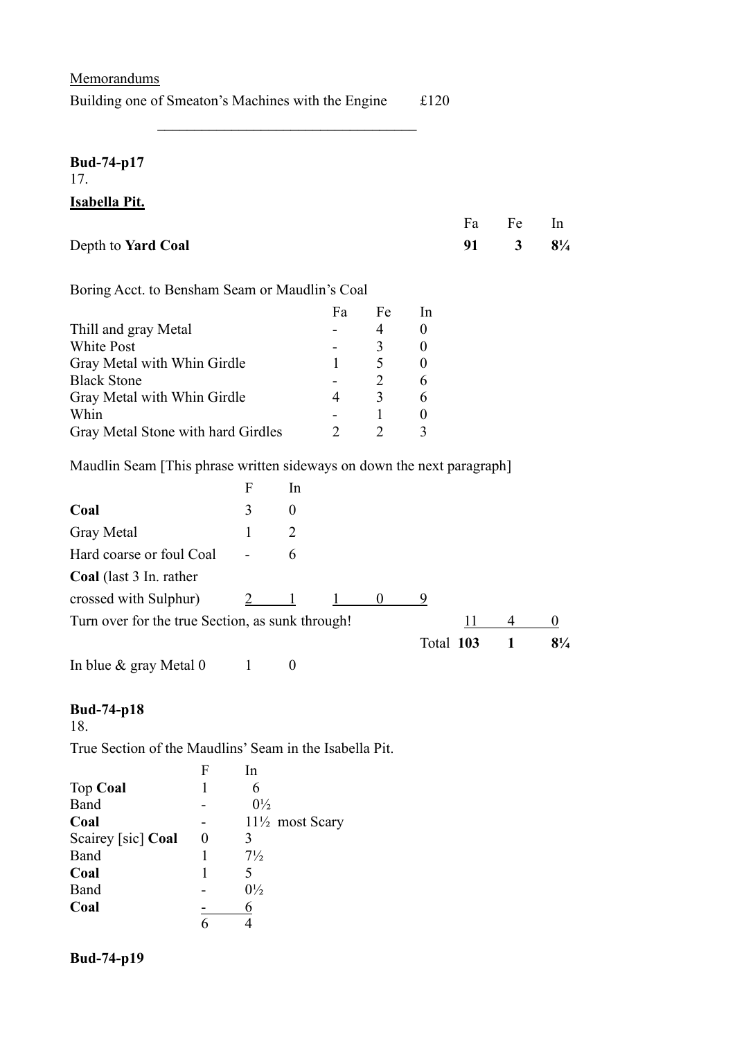Memorandums

Building one of Smeaton's Machines with the Engine £120

---

**Bud-74-p17**

17.

**Isabella Pit.**

| | | | | Fa | Fe | In |
|---|---|---|---|---|---|---|
| Depth to **Yard Coal** | | | | **91** | **3** | **8¼** |

Boring Acct. to Bensham Seam or Maudlin's Coal

| | Fa | Fe | In |
|---|---|---|---|
| Thill and gray Metal | - | 4 | 0 |
| White Post | - | 3 | 0 |
| Gray Metal with Whin Girdle | 1 | 5 | 0 |
| Black Stone | - | 2 | 6 |
| Gray Metal with Whin Girdle | 4 | 3 | 6 |
| Whin | - | 1 | 0 |
| Gray Metal Stone with hard Girdles | 2 | 2 | 3 |

Maudlin Seam [This phrase written sideways on down the next paragraph]

| | F | In | | | | | | |
|---|---|---|---|---|---|---|---|---|
| **Coal** | 3 | 0 | | | | | | |
| Gray Metal | 1 | 2 | | | | | | |
| Hard coarse or foul Coal | - | 6 | | | | | | |
| **Coal** (last 3 In. rather crossed with Sulphur) | 2 | 1 | 1 | 0 | 9 | | | |
| Turn over for the true Section, as sunk through! | | | | | | 11 | 4 | 0 |
| | | | | | Total | **103** | **1** | **8¼** |
| In blue & gray Metal 0 | 1 | 0 | | | | | | |

**Bud-74-p18**

18.

True Section of the Maudlins' Seam in the Isabella Pit.

| | F | In |
|---|---|---|
| Top **Coal** | 1 | 6 |
| Band | - | 0½ |
| **Coal** | - | 11½ most Scary |
| Scairey [sic] **Coal** | 0 | 3 |
| Band | 1 | 7½ |
| **Coal** | 1 | 5 |
| Band | - | 0½ |
| **Coal** | - | 6 |
| | 6 | 4 |

**Bud-74-p19**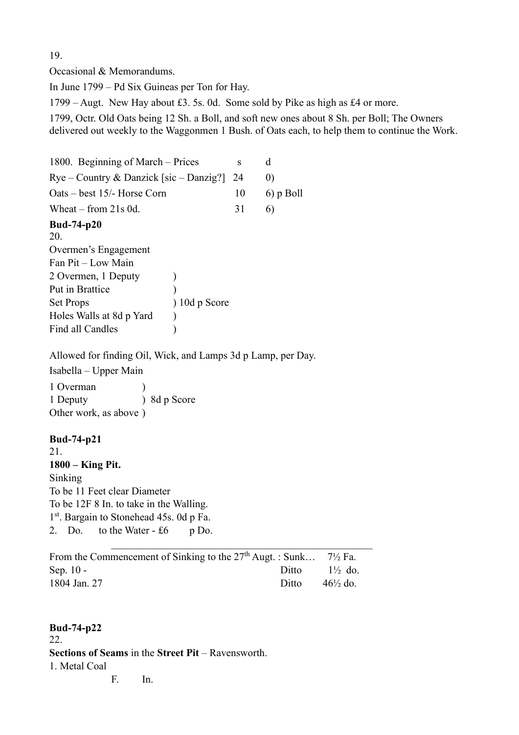19.

Occasional & Memorandums.

In June 1799 – Pd Six Guineas per Ton for Hay.

1799 – Augt. New Hay about £3. 5s. 0d. Some sold by Pike as high as £4 or more.

1799, Octr. Old Oats being 12 Sh. a Boll, and soft new ones about 8 Sh. per Boll; The Owners delivered out weekly to the Waggonmen 1 Bush. of Oats each, to help them to continue the Work.

| 1800. Beginning of March – Prices | s | d |
|---|---|---|
| Rye – Country & Danzick [sic – Danzig?] | 24 | 0) |
| Oats – best 15/- Horse Corn | 10 | 6) p Boll |
| Wheat – from 21s 0d. | 31 | 6) |

**Bud-74-p20**

20.

Overmen's Engagement

Fan Pit – Low Main

2 Overmen, 1 Deputy )
Put in Brattice )
Set Props ) 10d p Score
Holes Walls at 8d p Yard )
Find all Candles )

Allowed for finding Oil, Wick, and Lamps 3d p Lamp, per Day.

Isabella – Upper Main

1 Overman )
1 Deputy ) 8d p Score
Other work, as above )

**Bud-74-p21**

21.

**1800 – King Pit.**

Sinking

To be 11 Feet clear Diameter

To be 12F 8 In. to take in the Walling.

1st. Bargain to Stonehead 45s. 0d p Fa.

2. Do. to the Water - £6 p Do.

---

| From the Commencement of Sinking to the 27th Augt. : Sunk… | | 7½ Fa. |
|---|---|---|
| Sep. 10 - | Ditto | 1½ do. |
| 1804 Jan. 27 | Ditto | 46½ do. |

**Bud-74-p22**

22.

**Sections of Seams** in the **Street Pit** – Ravensworth.

1. Metal Coal

F. In.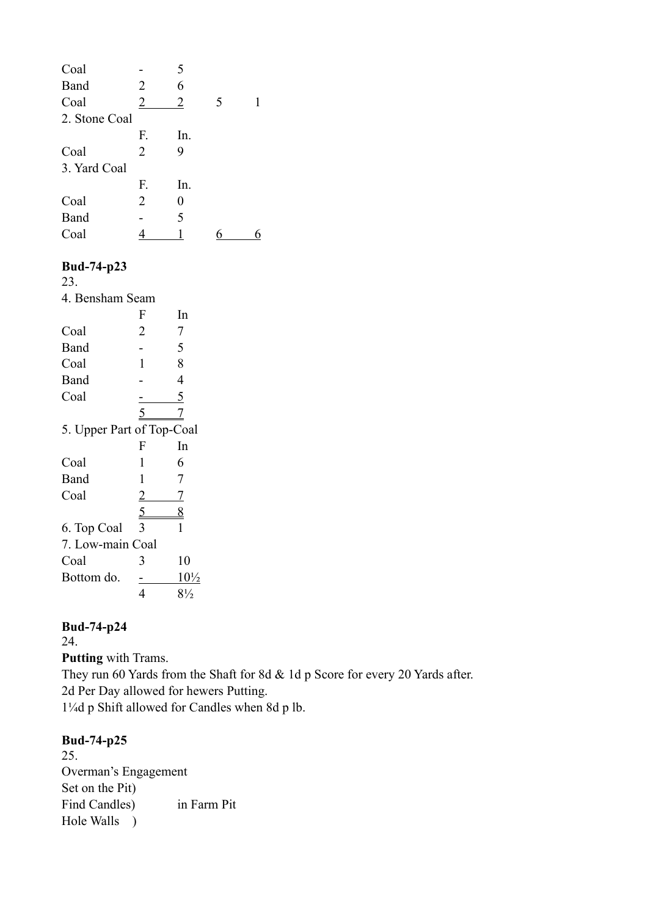| | | | | |
|---|---|---|---|---|
| Coal | - | 5 | | |
| Band | 2 | 6 | | |
| Coal | 2 | 2 | 5 | 1 |

2. Stone Coal

| | F. | In. |
|---|---|---|
| Coal | 2 | 9 |

3. Yard Coal

| | F. | In. | | |
|---|---|---|---|---|
| Coal | 2 | 0 | | |
| Band | - | 5 | | |
| Coal | 4 | 1 | 6 | 6 |

**Bud-74-p23**

23.

4. Bensham Seam

| | F | In |
|---|---|---|
| Coal | 2 | 7 |
| Band | - | 5 |
| Coal | 1 | 8 |
| Band | - | 4 |
| Coal | - | 5 |
| | 5 | 7 |

5. Upper Part of Top-Coal

| | F | In |
|---|---|---|
| Coal | 1 | 6 |
| Band | 1 | 7 |
| Coal | 2 | 7 |
| | 5 | 8 |
| 6. Top Coal | 3 | 1 |

7. Low-main Coal

| | | |
|---|---|---|
| Coal | 3 | 10 |
| Bottom do. | - | 10½ |
| | 4 | 8½ |

**Bud-74-p24**

24.

**Putting** with Trams.

They run 60 Yards from the Shaft for 8d & 1d p Score for every 20 Yards after.

2d Per Day allowed for hewers Putting.

1¼d p Shift allowed for Candles when 8d p lb.

**Bud-74-p25**

25.

Overman's Engagement

Set on the Pit)
Find Candles) in Farm Pit
Hole Walls )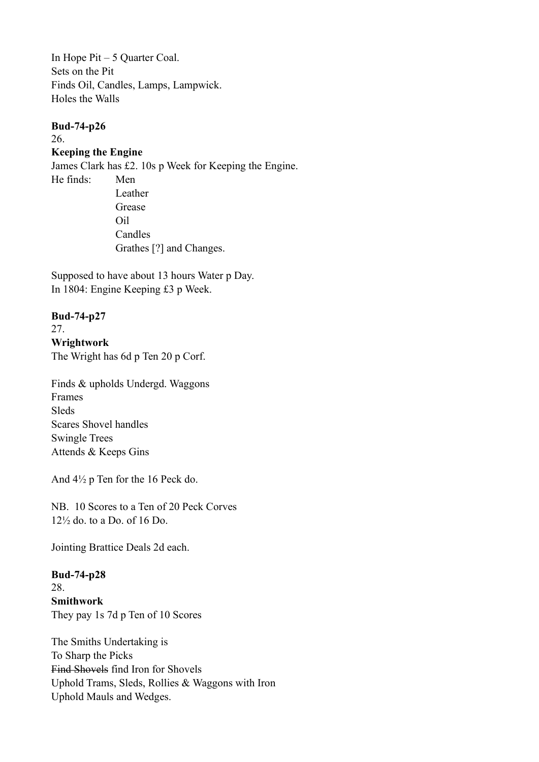In Hope Pit – 5 Quarter Coal.
Sets on the Pit
Finds Oil, Candles, Lamps, Lampwick.
Holes the Walls

**Bud-74-p26**
26.
**Keeping the Engine**
James Clark has £2. 10s p Week for Keeping the Engine.
He finds: Men
Leather
Grease
Oil
Candles
Grathes [?] and Changes.

Supposed to have about 13 hours Water p Day.
In 1804: Engine Keeping £3 p Week.

**Bud-74-p27**
27.
**Wrightwork**
The Wright has 6d p Ten 20 p Corf.

Finds & upholds Undergd. Waggons
Frames
Sleds
Scares Shovel handles
Swingle Trees
Attends & Keeps Gins

And 4½ p Ten for the 16 Peck do.

NB. 10 Scores to a Ten of 20 Peck Corves
12½ do. to a Do. of 16 Do.

Jointing Brattice Deals 2d each.

**Bud-74-p28**
28.
**Smithwork**
They pay 1s 7d p Ten of 10 Scores

The Smiths Undertaking is
To Sharp the Picks
~~Find Shovels~~ find Iron for Shovels
Uphold Trams, Sleds, Rollies & Waggons with Iron
Uphold Mauls and Wedges.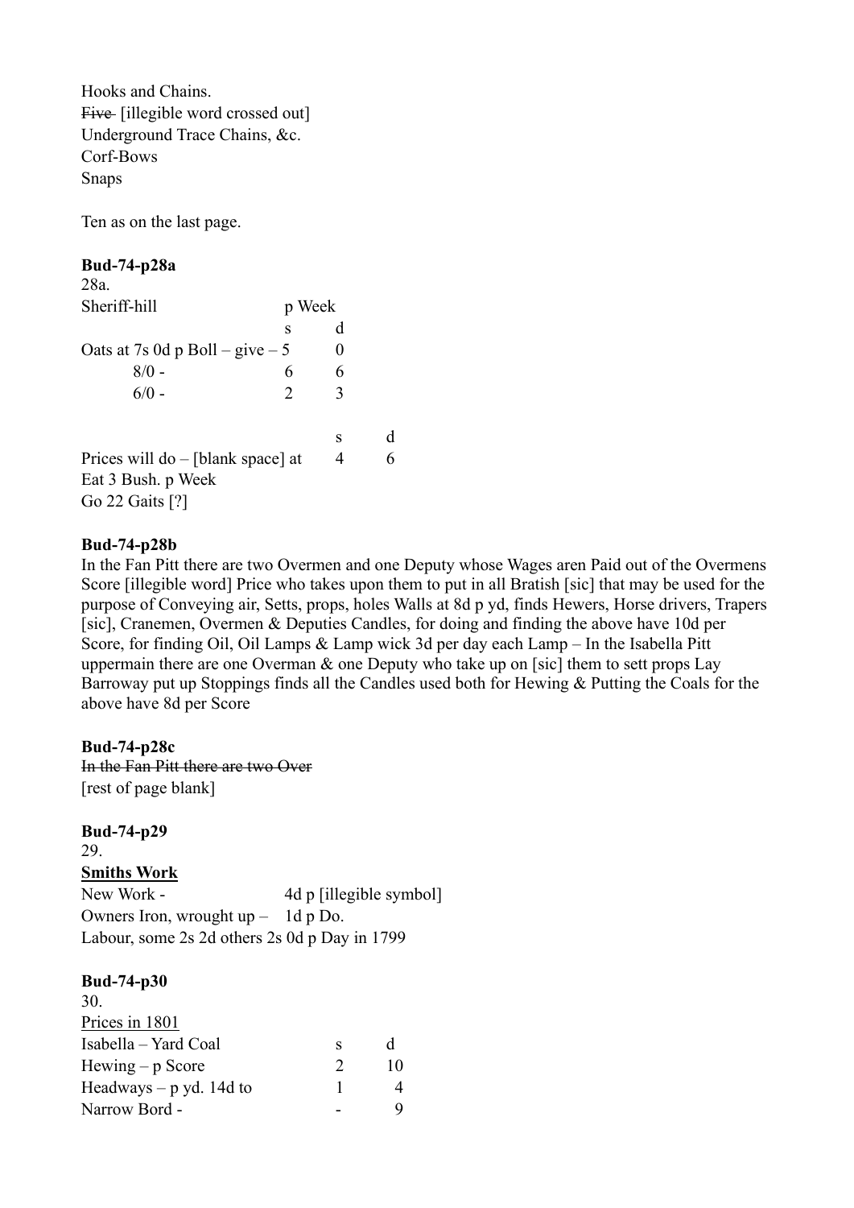Hooks and Chains.
~~Five~~ [illegible word crossed out]
Underground Trace Chains, &c.
Corf-Bows
Snaps

Ten as on the last page.

**Bud-74-p28a**

28a.

| Sheriff-hill | p Week | |
|---|---|---|
| | s | d |
| Oats at 7s 0d p Boll – give – | 5 | 0 |
| 8/0 - | 6 | 6 |
| 6/0 - | 2 | 3 |

| | s | d |
|---|---|---|
| Prices will do – [blank space] at | 4 | 6 |

Eat 3 Bush. p Week
Go 22 Gaits [?]

**Bud-74-p28b**

In the Fan Pitt there are two Overmen and one Deputy whose Wages aren Paid out of the Overmens Score [illegible word] Price who takes upon them to put in all Bratish [sic] that may be used for the purpose of Conveying air, Setts, props, holes Walls at 8d p yd, finds Hewers, Horse drivers, Trapers [sic], Cranemen, Overmen & Deputies Candles, for doing and finding the above have 10d per Score, for finding Oil, Oil Lamps & Lamp wick 3d per day each Lamp – In the Isabella Pitt uppermain there are one Overman & one Deputy who take up on [sic] them to sett props Lay Barroway put up Stoppings finds all the Candles used both for Hewing & Putting the Coals for the above have 8d per Score

**Bud-74-p28c**

~~In the Fan Pitt there are two Over~~
[rest of page blank]

**Bud-74-p29**

29.

**<u>Smiths Work</u>**

New Work - 4d p [illegible symbol]
Owners Iron, wrought up – 1d p Do.
Labour, some 2s 2d others 2s 0d p Day in 1799

**Bud-74-p30**

30.

<u>Prices in 1801</u>

| Isabella – Yard Coal | s | d |
|---|---|---|
| Hewing – p Score | 2 | 10 |
| Headways – p yd. 14d to | 1 | 4 |
| Narrow Bord - | - | 9 |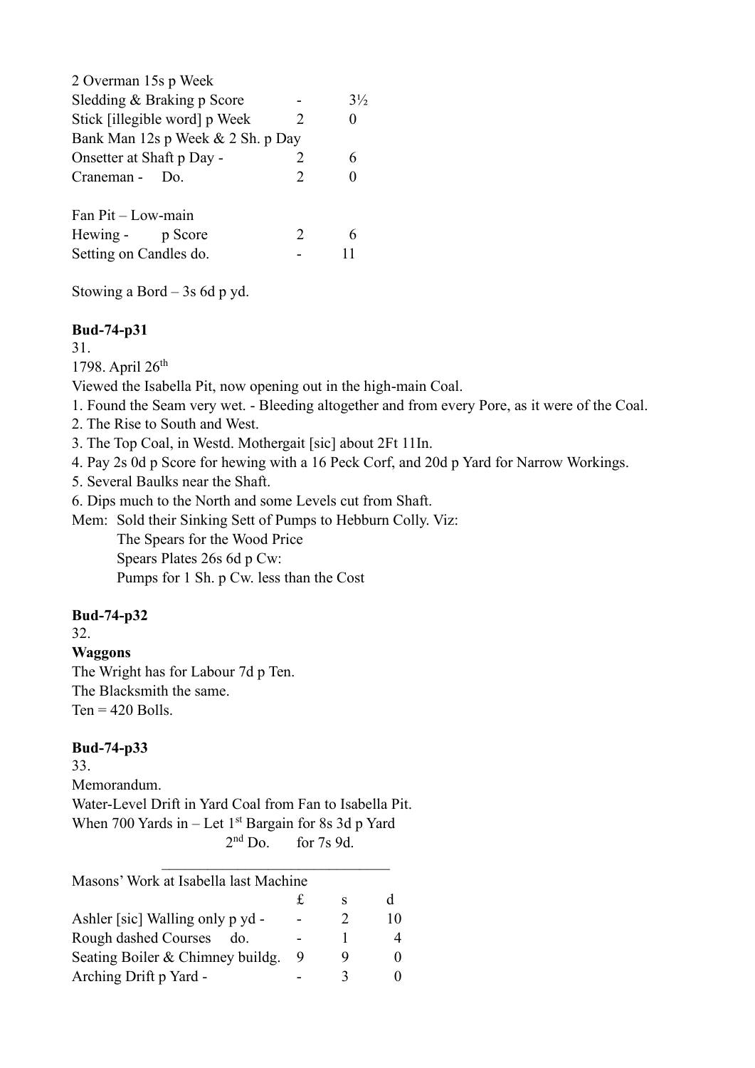2 Overman 15s p Week

| | | |
|---|---|---|
| Sledding & Braking p Score | - | 3½ |
| Stick [illegible word] p Week | 2 | 0 |
| Bank Man 12s p Week & 2 Sh. p Day | | |
| Onsetter at Shaft p Day - | 2 | 6 |
| Craneman - Do. | 2 | 0 |

Fan Pit – Low-main

| | | |
|---|---|---|
| Hewing - p Score | 2 | 6 |
| Setting on Candles do. | - | 11 |

Stowing a Bord – 3s 6d p yd.

**Bud-74-p31**

31.

1798. April 26th

Viewed the Isabella Pit, now opening out in the high-main Coal.

1. Found the Seam very wet. - Bleeding altogether and from every Pore, as it were of the Coal.
2. The Rise to South and West.
3. The Top Coal, in Westd. Mothergait [sic] about 2Ft 11In.
4. Pay 2s 0d p Score for hewing with a 16 Peck Corf, and 20d p Yard for Narrow Workings.
5. Several Baulks near the Shaft.
6. Dips much to the North and some Levels cut from Shaft.

Mem: Sold their Sinking Sett of Pumps to Hebburn Colly. Viz:
The Spears for the Wood Price
Spears Plates 26s 6d p Cw:
Pumps for 1 Sh. p Cw. less than the Cost

**Bud-74-p32**

32.

**Waggons**

The Wright has for Labour 7d p Ten.
The Blacksmith the same.
Ten = 420 Bolls.

**Bud-74-p33**

33.

Memorandum.

Water-Level Drift in Yard Coal from Fan to Isabella Pit.
When 700 Yards in – Let 1st Bargain for 8s 3d p Yard
2nd Do. for 7s 9d.

---

Masons' Work at Isabella last Machine

| | £ | s | d |
|---|---|---|---|
| Ashler [sic] Walling only p yd - | - | 2 | 10 |
| Rough dashed Courses do. | - | 1 | 4 |
| Seating Boiler & Chimney buildg. | 9 | 9 | 0 |
| Arching Drift p Yard - | - | 3 | 0 |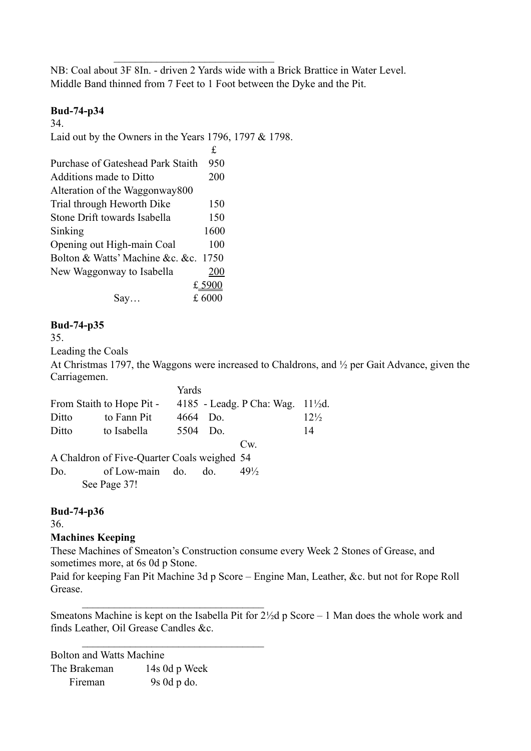---

NB: Coal about 3F 8In. - driven 2 Yards wide with a Brick Brattice in Water Level.
Middle Band thinned from 7 Feet to 1 Foot between the Dyke and the Pit.

**Bud-74-p34**

34.

Laid out by the Owners in the Years 1796, 1797 & 1798.

| | £ |
|---|---|
| Purchase of Gateshead Park Staith | 950 |
| Additions made to Ditto | 200 |
| Alteration of the Waggonway | 800 |
| Trial through Heworth Dike | 150 |
| Stone Drift towards Isabella | 150 |
| Sinking | 1600 |
| Opening out High-main Coal | 100 |
| Bolton & Watts' Machine &c. &c. | 1750 |
| New Waggonway to Isabella | 200 |
| | £ 5900 |
| Say… | £ 6000 |

**Bud-74-p35**

35.

Leading the Coals

At Christmas 1797, the Waggons were increased to Chaldrons, and ½ per Gait Advance, given the Carriagemen.

| | | Yards | | |
|---|---|---|---|---|
| From Staith to Hope Pit - | | 4185 | - Leadg. P Cha: Wag. | 11½d. |
| Ditto | to Fann Pit | 4664 | Do. | 12½ |
| Ditto | to Isabella | 5504 | Do. | 14 |

| | Cw. |
|---|---|
| A Chaldron of Five-Quarter Coals weighed | 54 |
| Do. of Low-main do. do. | 49½ |

See Page 37!

**Bud-74-p36**

36.

**Machines Keeping**

These Machines of Smeaton's Construction consume every Week 2 Stones of Grease, and sometimes more, at 6s 0d p Stone.

Paid for keeping Fan Pit Machine 3d p Score – Engine Man, Leather, &c. but not for Rope Roll Grease.

---

Smeatons Machine is kept on the Isabella Pit for 2½d p Score – 1 Man does the whole work and finds Leather, Oil Grease Candles &c.

---

Bolton and Watts Machine

| | |
|---|---|
| The Brakeman | 14s 0d p Week |
| Fireman | 9s 0d p do. |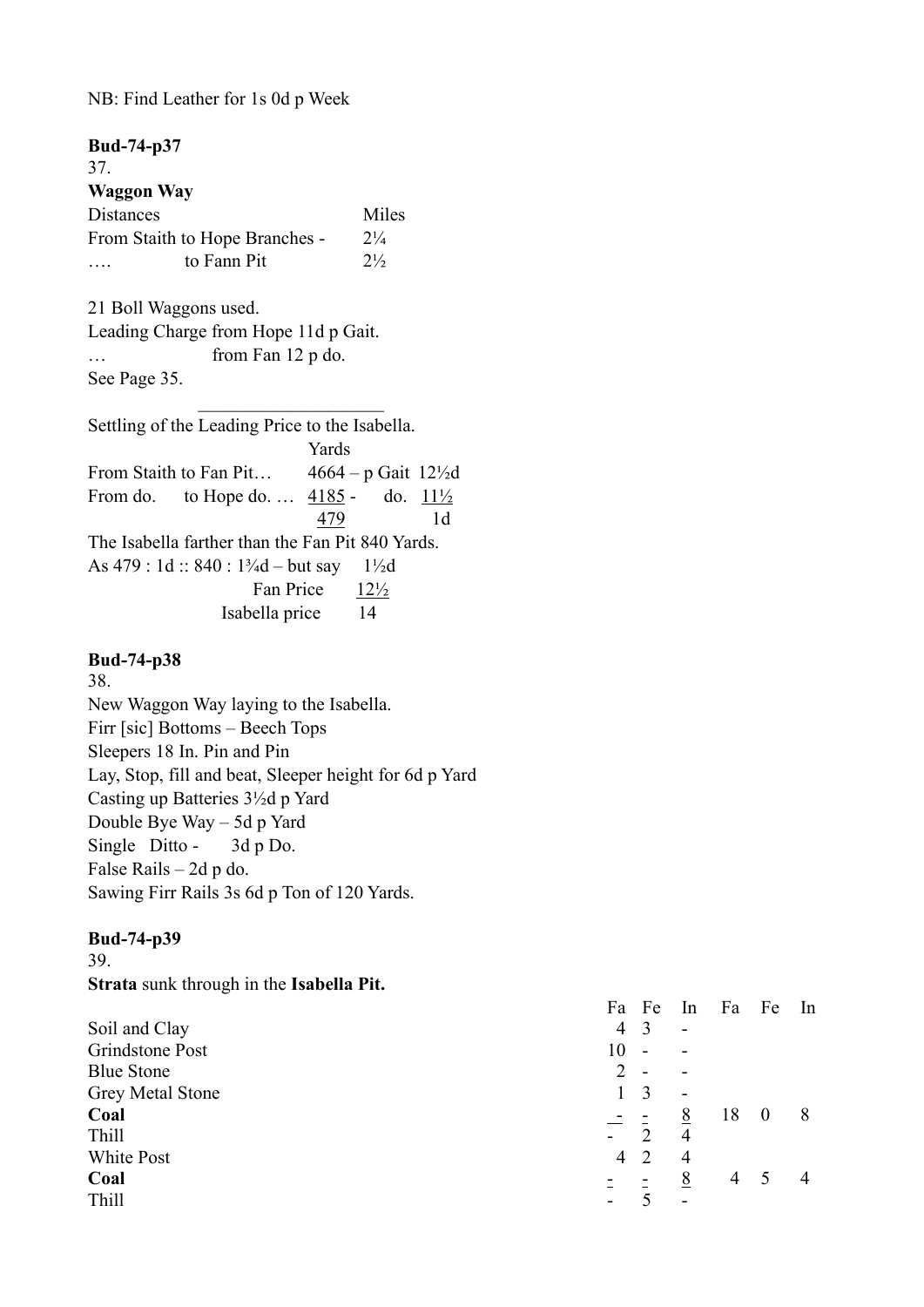NB: Find Leather for 1s 0d p Week

**Bud-74-p37**

37.

**Waggon Way**

| Distances | Miles |
|---|---|
| From Staith to Hope Branches - | 2¼ |
| …. to Fann Pit | 2½ |

21 Boll Waggons used.
Leading Charge from Hope 11d p Gait.
… from Fan 12 p do.
See Page 35.

---

Settling of the Leading Price to the Isabella.

| | Yards | |
|---|---|---|
| From Staith to Fan Pit… | 4664 – p Gait | 12½d |
| From do. to Hope do. … | 4185 - do. | 11½ |
| | 479 | 1d |

The Isabella farther than the Fan Pit 840 Yards.
As 479 : 1d :: 840 : 1¾d – but say 1½d

| | |
|---|---|
| Fan Price | 12½ |
| Isabella price | 14 |

**Bud-74-p38**

38.

New Waggon Way laying to the Isabella.
Firr [sic] Bottoms – Beech Tops
Sleepers 18 In. Pin and Pin
Lay, Stop, fill and beat, Sleeper height for 6d p Yard
Casting up Batteries 3½d p Yard
Double Bye Way – 5d p Yard
Single Ditto - 3d p Do.
False Rails – 2d p do.
Sawing Firr Rails 3s 6d p Ton of 120 Yards.

**Bud-74-p39**

39.

**Strata** sunk through in the **Isabella Pit.**

| | Fa | Fe | In | Fa | Fe | In |
|---|---|---|---|---|---|---|
| Soil and Clay | 4 | 3 | - | | | |
| Grindstone Post | 10 | - | - | | | |
| Blue Stone | 2 | - | - | | | |
| Grey Metal Stone | 1 | 3 | - | | | |
| **Coal** | - | - | 8 | 18 | 0 | 8 |
| Thill | - | 2 | 4 | | | |
| White Post | 4 | 2 | 4 | | | |
| **Coal** | - | - | 8 | 4 | 5 | 4 |
| Thill | - | 5 | - | | | |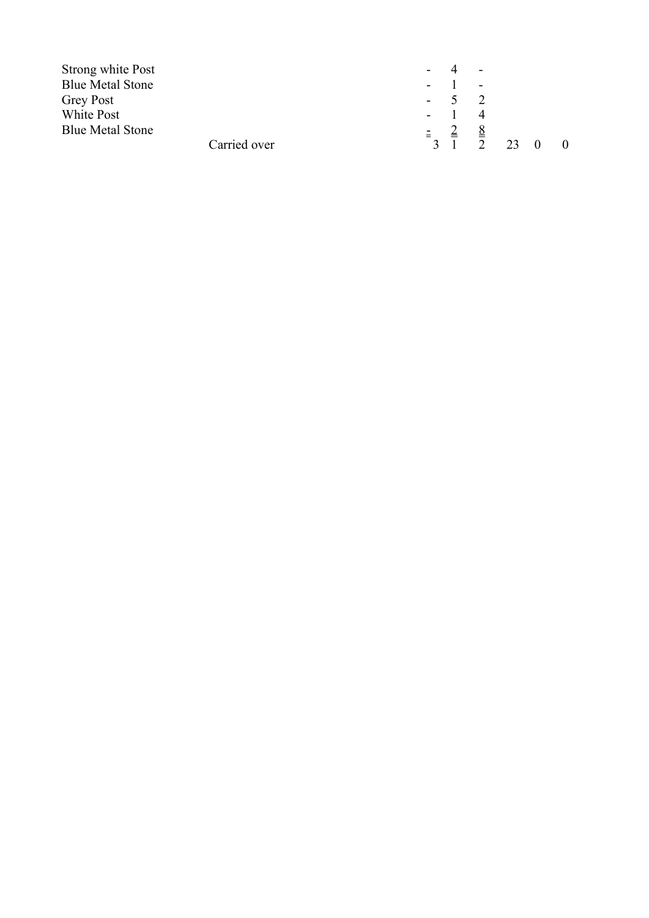| | | | | | | |
|---|---|---|---|---|---|---|
| Strong white Post | - | 4 | - | | | |
| Blue Metal Stone | - | 1 | - | | | |
| Grey Post | - | 5 | 2 | | | |
| White Post | - | 1 | 4 | | | |
| Blue Metal Stone | - | 2 | 8 | | | |
| Carried over | 3 | 1 | 2 | 23 | 0 | 0 |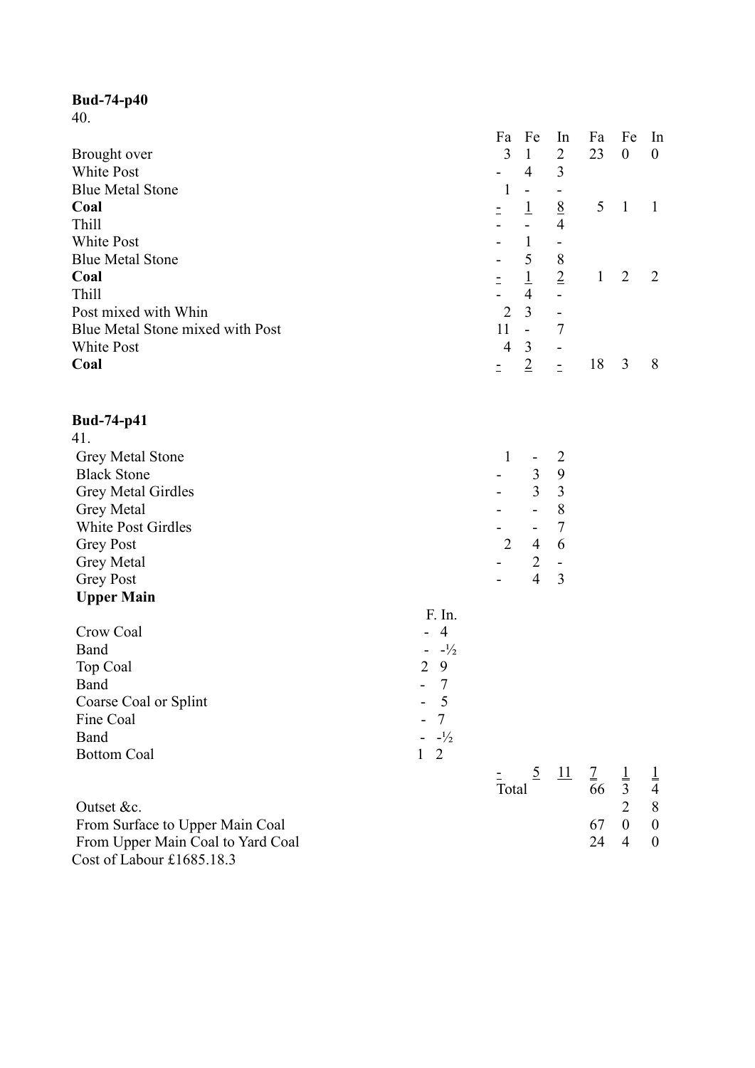**Bud-74-p40**

40.

| | Fa | Fe | In | Fa | Fe | In |
|---|---|---|---|---|---|---|
| Brought over | 3 | 1 | 2 | 23 | 0 | 0 |
| White Post | - | 4 | 3 | | | |
| Blue Metal Stone | 1 | - | - | | | |
| **Coal** | - | 1 | 8 | 5 | 1 | 1 |
| Thill | - | - | 4 | | | |
| White Post | - | 1 | - | | | |
| Blue Metal Stone | - | 5 | 8 | | | |
| **Coal** | - | 1 | 2 | 1 | 2 | 2 |
| Thill | - | 4 | - | | | |
| Post mixed with Whin | 2 | 3 | - | | | |
| Blue Metal Stone mixed with Post | 11 | - | 7 | | | |
| White Post | 4 | 3 | - | | | |
| **Coal** | - | 2 | - | 18 | 3 | 8 |

**Bud-74-p41**

41.

| | F. | In. | Fa | Fe | In | Fa | Fe | In |
|---|---|---|---|---|---|---|---|---|
| Grey Metal Stone | | | 1 | - | 2 | | | |
| Black Stone | | | - | 3 | 9 | | | |
| Grey Metal Girdles | | | - | 3 | 3 | | | |
| Grey Metal | | | - | - | 8 | | | |
| White Post Girdles | | | - | - | 7 | | | |
| Grey Post | | | 2 | 4 | 6 | | | |
| Grey Metal | | | - | 2 | - | | | |
| Grey Post | | | - | 4 | 3 | | | |
| **Upper Main** | | | | | | | | |
| Crow Coal | - | 4 | | | | | | |
| Band | - | -½ | | | | | | |
| Top Coal | 2 | 9 | | | | | | |
| Band | - | 7 | | | | | | |
| Coarse Coal or Splint | - | 5 | | | | | | |
| Fine Coal | - | 7 | | | | | | |
| Band | - | -½ | | | | | | |
| Bottom Coal | 1 | 2 | | | | | | |
| | | | - | 5 | 11 | 7 | 1 | 1 |
| | | | Total | | | 66 | 3 | 4 |
| Outset &c. | | | | | | | 2 | 8 |
| From Surface to Upper Main Coal | | | | | | 67 | 0 | 0 |
| From Upper Main Coal to Yard Coal | | | | | | 24 | 4 | 0 |

Cost of Labour £1685.18.3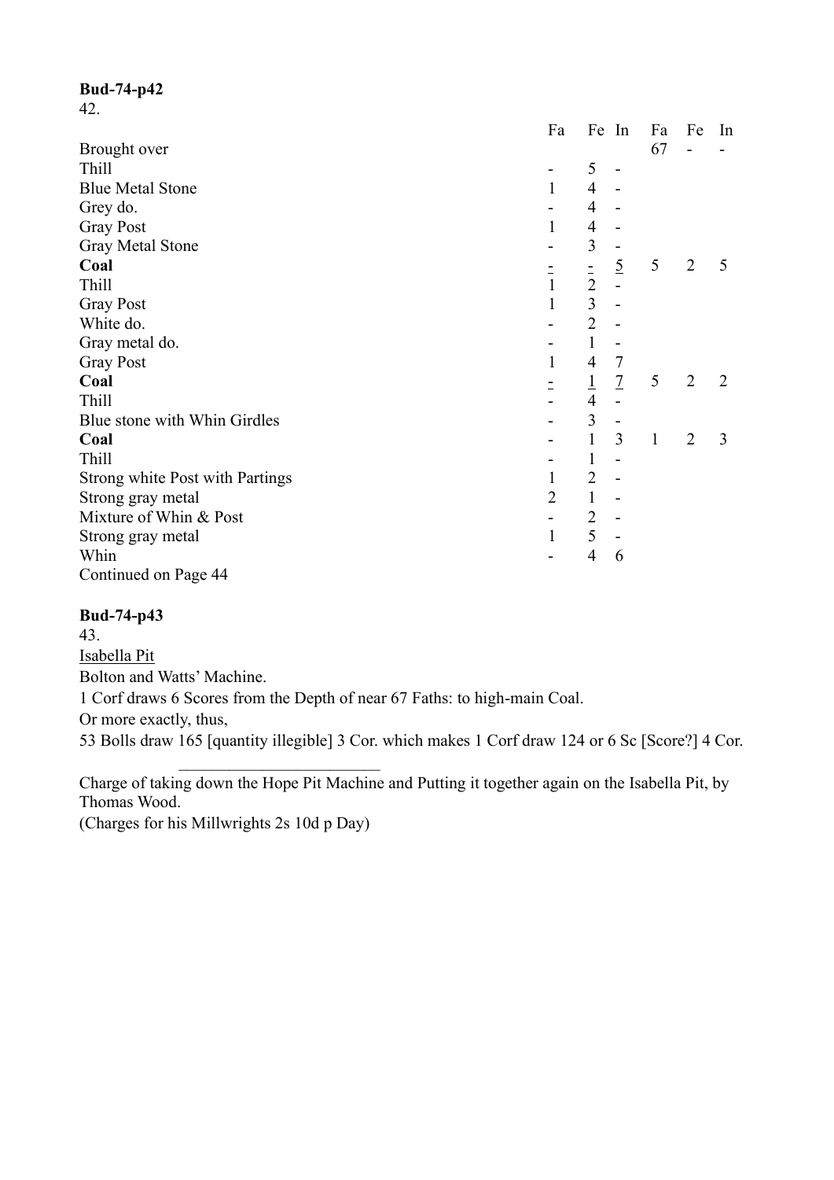**Bud-74-p42**

42.

| | Fa | Fe | In | Fa | Fe | In |
|---|---|---|---|---|---|---|
| Brought over | | | | 67 | - | - |
| Thill | - | 5 | - | | | |
| Blue Metal Stone | 1 | 4 | - | | | |
| Grey do. | - | 4 | - | | | |
| Gray Post | 1 | 4 | - | | | |
| Gray Metal Stone | - | 3 | - | | | |
| **Coal** | - | - | 5 | 5 | 2 | 5 |
| Thill | 1 | 2 | - | | | |
| Gray Post | 1 | 3 | - | | | |
| White do. | - | 2 | - | | | |
| Gray metal do. | - | 1 | - | | | |
| Gray Post | 1 | 4 | 7 | | | |
| **Coal** | - | 1 | 7 | 5 | 2 | 2 |
| Thill | - | 4 | - | | | |
| Blue stone with Whin Girdles | - | 3 | - | | | |
| **Coal** | - | 1 | 3 | 1 | 2 | 3 |
| Thill | - | 1 | - | | | |
| Strong white Post with Partings | 1 | 2 | - | | | |
| Strong gray metal | 2 | 1 | - | | | |
| Mixture of Whin & Post | - | 2 | - | | | |
| Strong gray metal | 1 | 5 | - | | | |
| Whin | - | 4 | 6 | | | |

Continued on Page 44

**Bud-74-p43**

43.

Isabella Pit

Bolton and Watts' Machine.

1 Corf draws 6 Scores from the Depth of near 67 Faths: to high-main Coal.

Or more exactly, thus,

53 Bolls draw 165 [quantity illegible] 3 Cor. which makes 1 Corf draw 124 or 6 Sc [Score?] 4 Cor.

---

Charge of taking down the Hope Pit Machine and Putting it together again on the Isabella Pit, by Thomas Wood.

(Charges for his Millwrights 2s 10d p Day)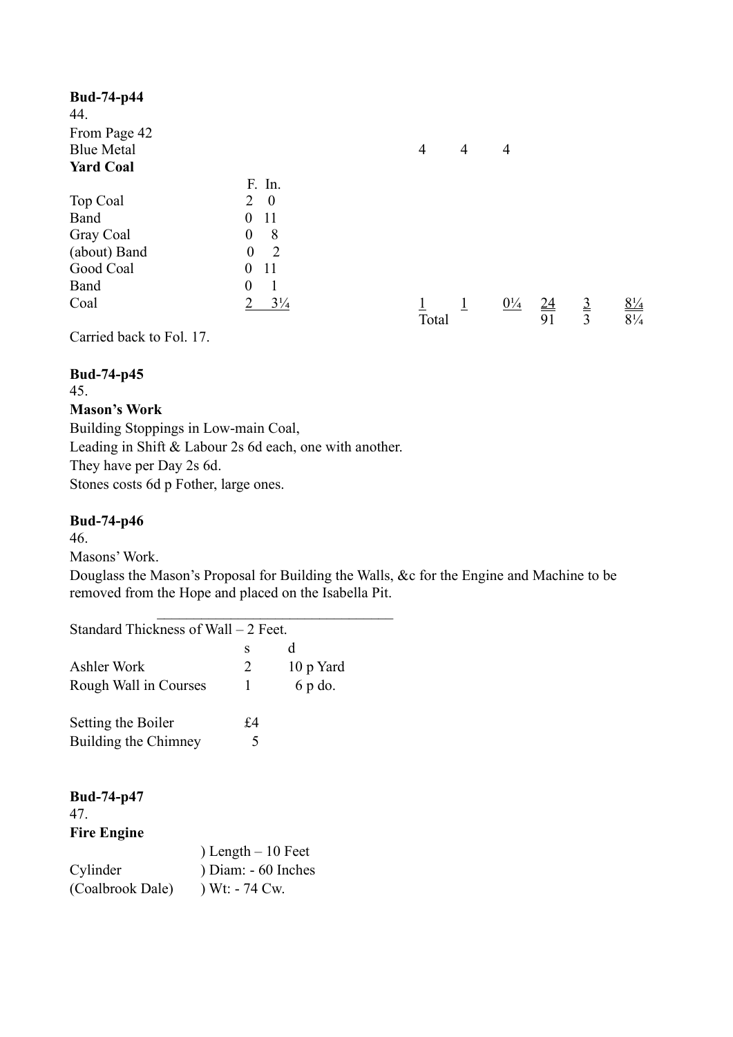**Bud-74-p44**

44.

From Page 42

| | | | | | | | |
|---|---|---|---|---|---|---|---|
| Blue Metal | | 4 | 4 | 4 | | | |
| **Yard Coal** | | | | | | | |
| | F. In. | | | | | | |
| Top Coal | 2 0 | | | | | | |
| Band | 0 11 | | | | | | |
| Gray Coal | 0 8 | | | | | | |
| (about) Band | 0 2 | | | | | | |
| Good Coal | 0 11 | | | | | | |
| Band | 0 1 | | | | | | |
| Coal | 2 3¼ | 1 | 1 | 0¼ | 24 | 3 | 8¼ |
| | | Total | | | 91 | 3 | 8¼ |

Carried back to Fol. 17.

**Bud-74-p45**

45.

**Mason's Work**

Building Stoppings in Low-main Coal,

Leading in Shift & Labour 2s 6d each, one with another.

They have per Day 2s 6d.

Stones costs 6d p Fother, large ones.

**Bud-74-p46**

46.

Masons' Work.

Douglass the Mason's Proposal for Building the Walls, &c for the Engine and Machine to be removed from the Hope and placed on the Isabella Pit.

---

Standard Thickness of Wall – 2 Feet.

| | s | d |
|---|---|---|
| Ashler Work | 2 | 10 p Yard |
| Rough Wall in Courses | 1 | 6 p do. |
| | | |
| Setting the Boiler | £4 | |
| Building the Chimney | 5 | |

**Bud-74-p47**

47.

**Fire Engine**

| | |
|---|---|
| | ) Length – 10 Feet |
| Cylinder | ) Diam: - 60 Inches |
| (Coalbrook Dale) | ) Wt: - 74 Cw. |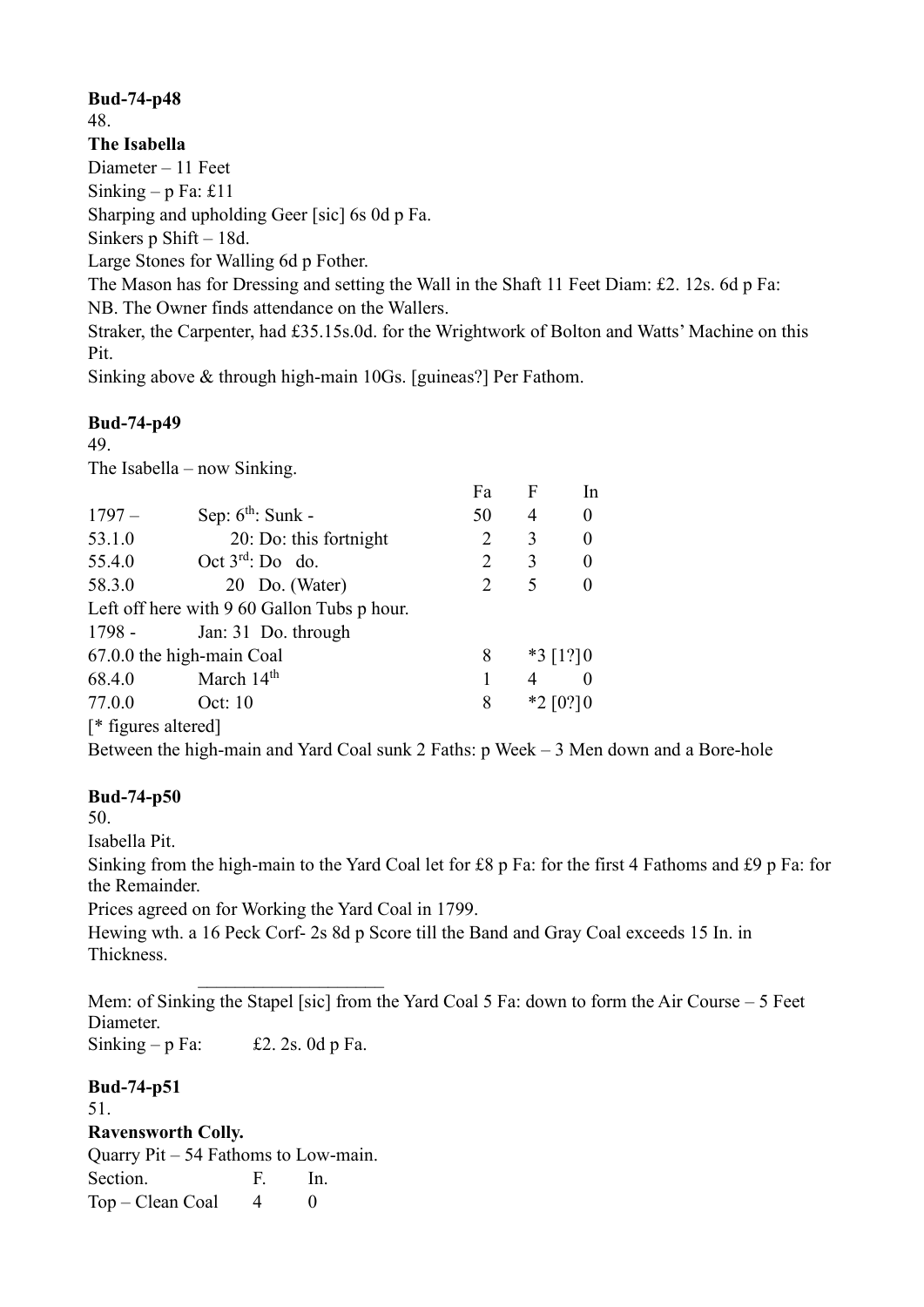**Bud-74-p48**

48.

**The Isabella**

Diameter – 11 Feet

Sinking – p Fa: £11

Sharping and upholding Geer [sic] 6s 0d p Fa.

Sinkers p Shift – 18d.

Large Stones for Walling 6d p Fother.

The Mason has for Dressing and setting the Wall in the Shaft 11 Feet Diam: £2. 12s. 6d p Fa:

NB. The Owner finds attendance on the Wallers.

Straker, the Carpenter, had £35.15s.0d. for the Wrightwork of Bolton and Watts' Machine on this Pit.

Sinking above & through high-main 10Gs. [guineas?] Per Fathom.

**Bud-74-p49**

49.

The Isabella – now Sinking.

| | | Fa | F | In |
|---|---|---|---|---|
| 1797 – | Sep: 6th: Sunk - | 50 | 4 | 0 |
| 53.1.0 | 20: Do: this fortnight | 2 | 3 | 0 |
| 55.4.0 | Oct 3rd: Do do. | 2 | 3 | 0 |
| 58.3.0 | 20 Do. (Water) | 2 | 5 | 0 |

Left off here with 9 60 Gallon Tubs p hour.

| | | Fa | F | In |
|---|---|---|---|---|
| 1798 - | Jan: 31 Do. through | | | |
| 67.0.0 the high-main Coal | | 8 | *3 [1?] | 0 |
| 68.4.0 | March 14th | 1 | 4 | 0 |
| 77.0.0 | Oct: 10 | 8 | *2 [0?] | 0 |

[* figures altered]

Between the high-main and Yard Coal sunk 2 Faths: p Week – 3 Men down and a Bore-hole

**Bud-74-p50**

50.

Isabella Pit.

Sinking from the high-main to the Yard Coal let for £8 p Fa: for the first 4 Fathoms and £9 p Fa: for the Remainder.

Prices agreed on for Working the Yard Coal in 1799.

Hewing wth. a 16 Peck Corf- 2s 8d p Score till the Band and Gray Coal exceeds 15 In. in Thickness.

---

Mem: of Sinking the Stapel [sic] from the Yard Coal 5 Fa: down to form the Air Course – 5 Feet Diameter.

Sinking – p Fa: £2. 2s. 0d p Fa.

**Bud-74-p51**

51.

**Ravensworth Colly.**

Quarry Pit – 54 Fathoms to Low-main.

| Section. | F. | In. |
|---|---|---|
| Top – Clean Coal | 4 | 0 |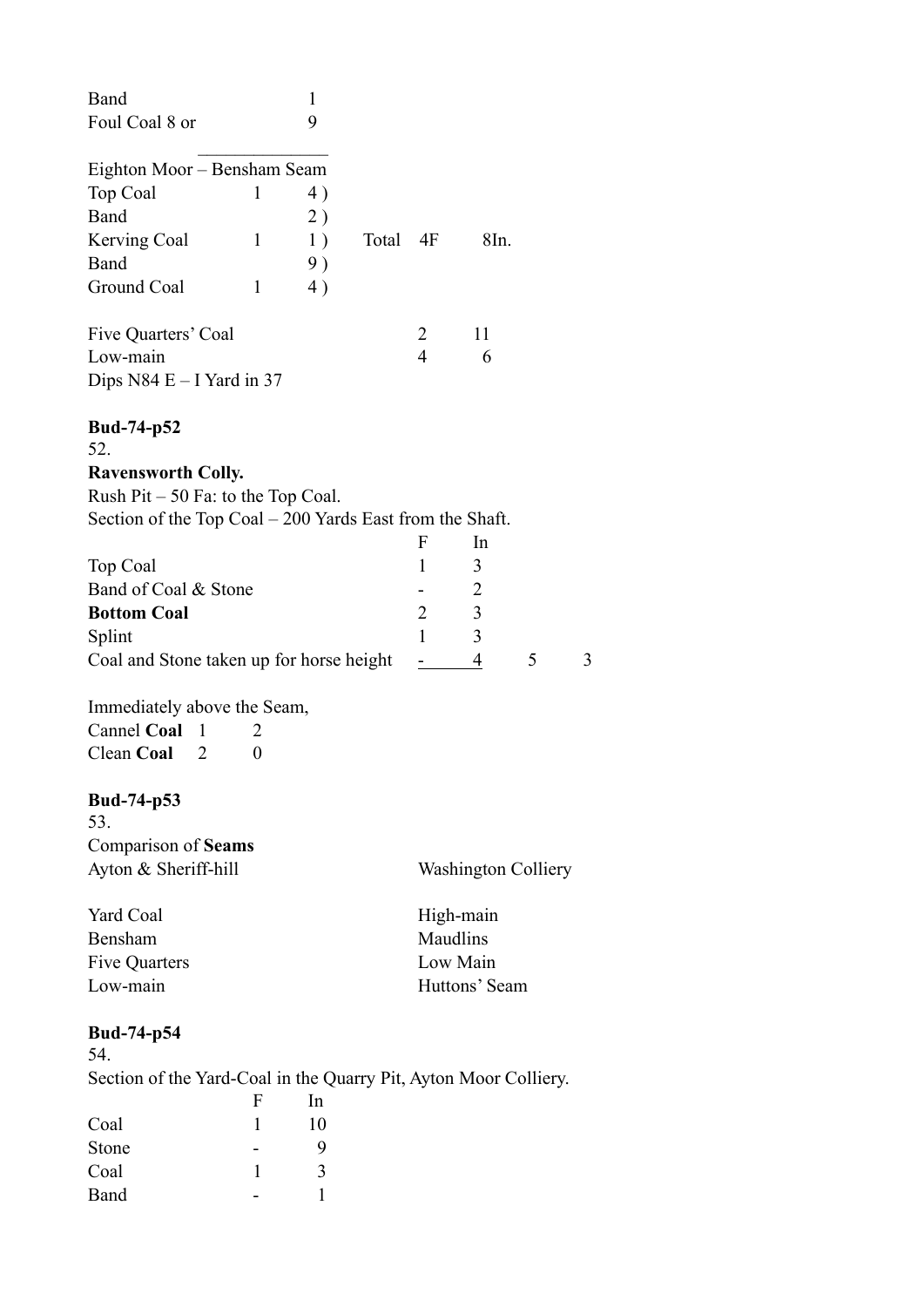| | | |
|---|---|---|
| Band | | 1 |
| Foul Coal 8 or | | 9 |

Eighton Moor – Bensham Seam

| | | | | | |
|---|---|---|---|---|---|
| Top Coal | 1 | 4 ) | | | |
| Band | | 2 ) | | | |
| Kerving Coal | 1 | 1 ) | Total | 4F | 8In. |
| Band | | 9 ) | | | |
| Ground Coal | 1 | 4 ) | | | |

| | | |
|---|---|---|
| Five Quarters' Coal | 2 | 11 |
| Low-main | 4 | 6 |

Dips N84 E – I Yard in 37

**Bud-74-p52**

52.

**Ravensworth Colly.**

Rush Pit – 50 Fa: to the Top Coal.

Section of the Top Coal – 200 Yards East from the Shaft.

| | F | In | | |
|---|---|---|---|---|
| Top Coal | 1 | 3 | | |
| Band of Coal & Stone | - | 2 | | |
| **Bottom Coal** | 2 | 3 | | |
| Splint | 1 | 3 | | |
| Coal and Stone taken up for horse height | - | 4 | 5 | 3 |

Immediately above the Seam,

| | | |
|---|---|---|
| Cannel **Coal** | 1 | 2 |
| Clean **Coal** | 2 | 0 |

**Bud-74-p53**

53.

Comparison of **Seams**

| Ayton & Sheriff-hill | Washington Colliery |
|---|---|
| Yard Coal | High-main |
| Bensham | Maudlins |
| Five Quarters | Low Main |
| Low-main | Huttons' Seam |

**Bud-74-p54**

54.

Section of the Yard-Coal in the Quarry Pit, Ayton Moor Colliery.

| | F | In |
|---|---|---|
| Coal | 1 | 10 |
| Stone | - | 9 |
| Coal | 1 | 3 |
| Band | - | 1 |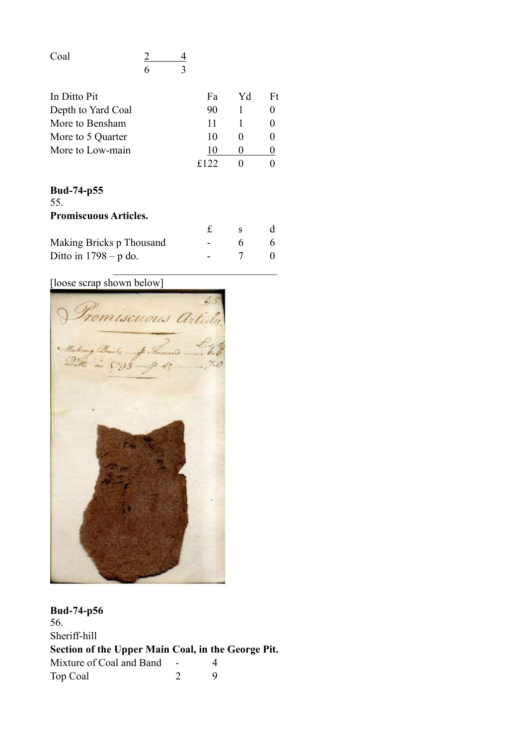| Coal | 2 | 4 |
|---|---|---|
| | 6 | 3 |

| In Ditto Pit | Fa | Yd | Ft |
|---|---|---|---|
| Depth to Yard Coal | 90 | 1 | 0 |
| More to Bensham | 11 | 1 | 0 |
| More to 5 Quarter | 10 | 0 | 0 |
| More to Low-main | 10 | 0 | 0 |
| | £122 | 0 | 0 |

**Bud-74-p55**

55.

**Promiscuous Articles.**

| | £ | s | d |
|---|---|---|---|
| Making Bricks p Thousand | - | 6 | 6 |
| Ditto in 1798 – p do. | - | 7 | 0 |

[loose scrap shown below]

**Bud-74-p56**

56.

Sheriff-hill

**Section of the Upper Main Coal, in the George Pit.**

| | | |
|---|---|---|
| Mixture of Coal and Band | - | 4 |
| Top Coal | 2 | 9 |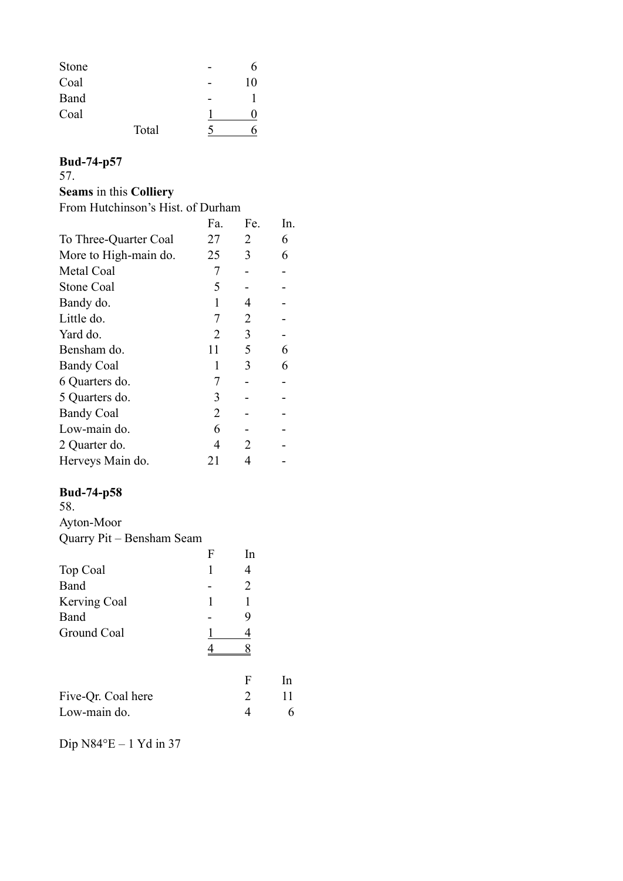| | | |
|---|---|---|
| Stone | - | 6 |
| Coal | - | 10 |
| Band | - | 1 |
| Coal | 1 | 0 |
| Total | 5 | 6 |

**Bud-74-p57**

57.

**Seams** in this **Colliery**

From Hutchinson's Hist. of Durham

| | Fa. | Fe. | In. |
|---|---|---|---|
| To Three-Quarter Coal | 27 | 2 | 6 |
| More to High-main do. | 25 | 3 | 6 |
| Metal Coal | 7 | - | - |
| Stone Coal | 5 | - | - |
| Bandy do. | 1 | 4 | - |
| Little do. | 7 | 2 | - |
| Yard do. | 2 | 3 | - |
| Bensham do. | 11 | 5 | 6 |
| Bandy Coal | 1 | 3 | 6 |
| 6 Quarters do. | 7 | - | - |
| 5 Quarters do. | 3 | - | - |
| Bandy Coal | 2 | - | - |
| Low-main do. | 6 | - | - |
| 2 Quarter do. | 4 | 2 | - |
| Herveys Main do. | 21 | 4 | - |

**Bud-74-p58**

58.

Ayton-Moor

Quarry Pit – Bensham Seam

| | F | In |
|---|---|---|
| Top Coal | 1 | 4 |
| Band | - | 2 |
| Kerving Coal | 1 | 1 |
| Band | - | 9 |
| Ground Coal | 1 | 4 |
| | 4 | 8 |

| | F | In |
|---|---|---|
| Five-Qr. Coal here | 2 | 11 |
| Low-main do. | 4 | 6 |

Dip N84°E – 1 Yd in 37